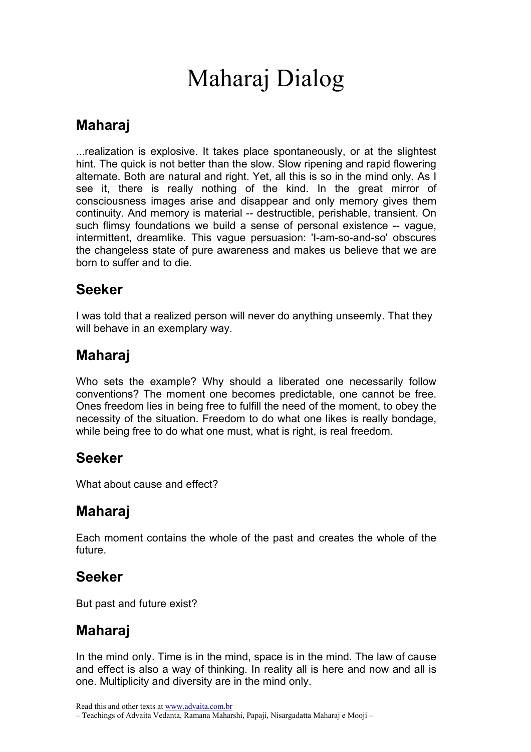# Maharaj Dialog

## Maharaj

...realization is explosive. It takes place spontaneously, or at the slightest hint. The quick is not better than the slow. Slow ripening and rapid flowering alternate. Both are natural and right. Yet, all this is so in the mind only. As I see it, there is really nothing of the kind. In the great mirror of consciousness images arise and disappear and only memory gives them continuity. And memory is material -- destructible, perishable, transient. On such flimsy foundations we build a sense of personal existence -- vague, intermittent, dreamlike. This vague persuasion: 'I-am-so-and-so' obscures the changeless state of pure awareness and makes us believe that we are born to suffer and to die.

## Seeker

I was told that a realized person will never do anything unseemly. That they will behave in an exemplary way.

## Maharaj

Who sets the example? Why should a liberated one necessarily follow conventions? The moment one becomes predictable, one cannot be free. Ones freedom lies in being free to fulfill the need of the moment, to obey the necessity of the situation. Freedom to do what one likes is really bondage, while being free to do what one must, what is right, is real freedom.

## Seeker

What about cause and effect?

## Maharaj

Each moment contains the whole of the past and creates the whole of the future.

## Seeker

But past and future exist?

## Maharaj

In the mind only. Time is in the mind, space is in the mind. The law of cause and effect is also a way of thinking. In reality all is here and now and all is one. Multiplicity and diversity are in the mind only.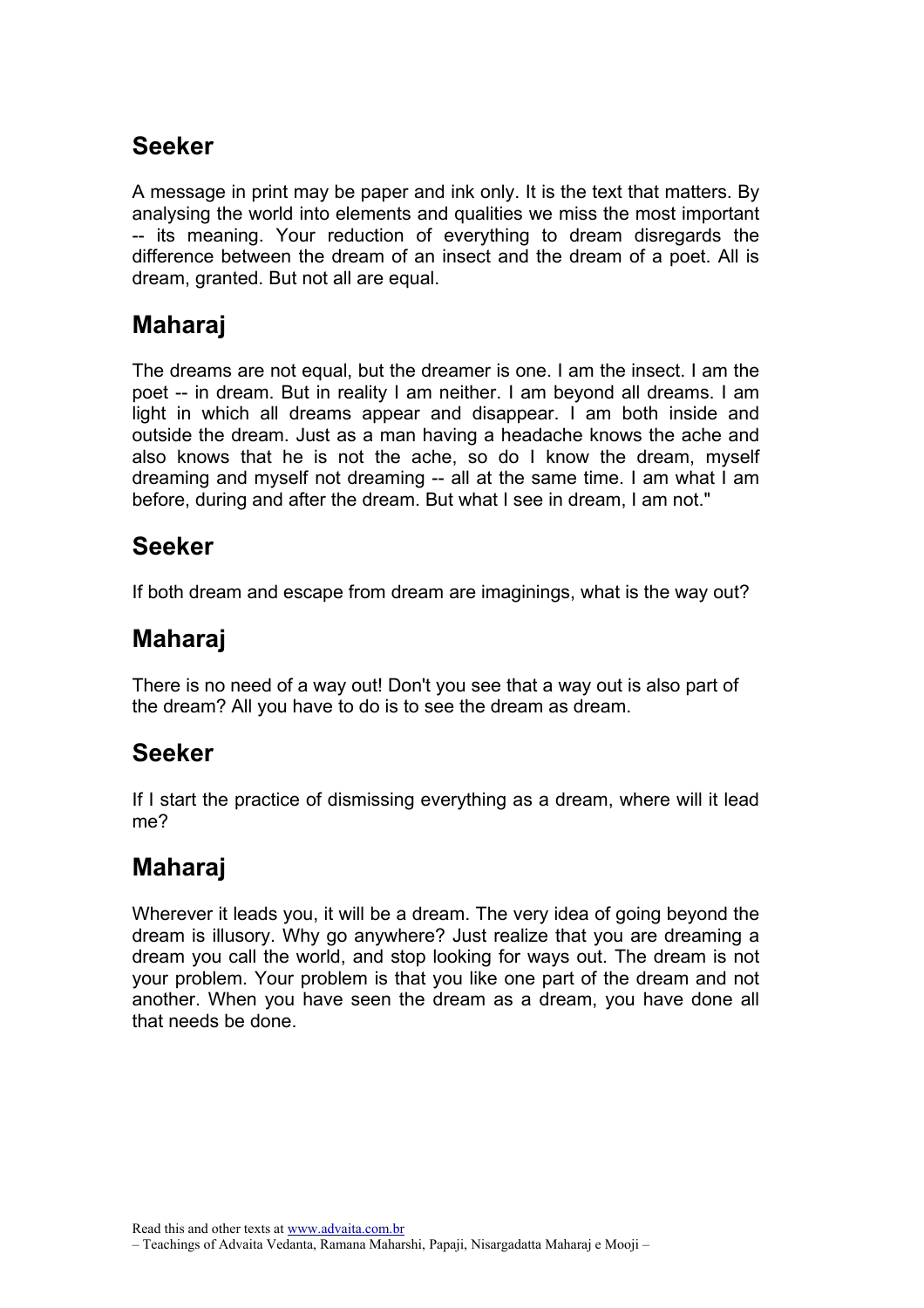## Seeker

A message in print may be paper and ink only. It is the text that matters. By analysing the world into elements and qualities we miss the most important -- its meaning. Your reduction of everything to dream disregards the difference between the dream of an insect and the dream of a poet. All is dream, granted. But not all are equal.

## Maharaj

The dreams are not equal, but the dreamer is one. I am the insect. I am the poet -- in dream. But in reality I am neither. I am beyond all dreams. I am light in which all dreams appear and disappear. I am both inside and outside the dream. Just as a man having a headache knows the ache and also knows that he is not the ache, so do I know the dream, myself dreaming and myself not dreaming -- all at the same time. I am what I am before, during and after the dream. But what I see in dream, I am not."

## Seeker

If both dream and escape from dream are imaginings, what is the way out?

## Maharaj

There is no need of a way out! Don't you see that a way out is also part of the dream? All you have to do is to see the dream as dream.

## Seeker

If I start the practice of dismissing everything as a dream, where will it lead me?

## Maharaj

Wherever it leads you, it will be a dream. The very idea of going beyond the dream is illusory. Why go anywhere? Just realize that you are dreaming a dream you call the world, and stop looking for ways out. The dream is not your problem. Your problem is that you like one part of the dream and not another. When you have seen the dream as a dream, you have done all that needs be done.